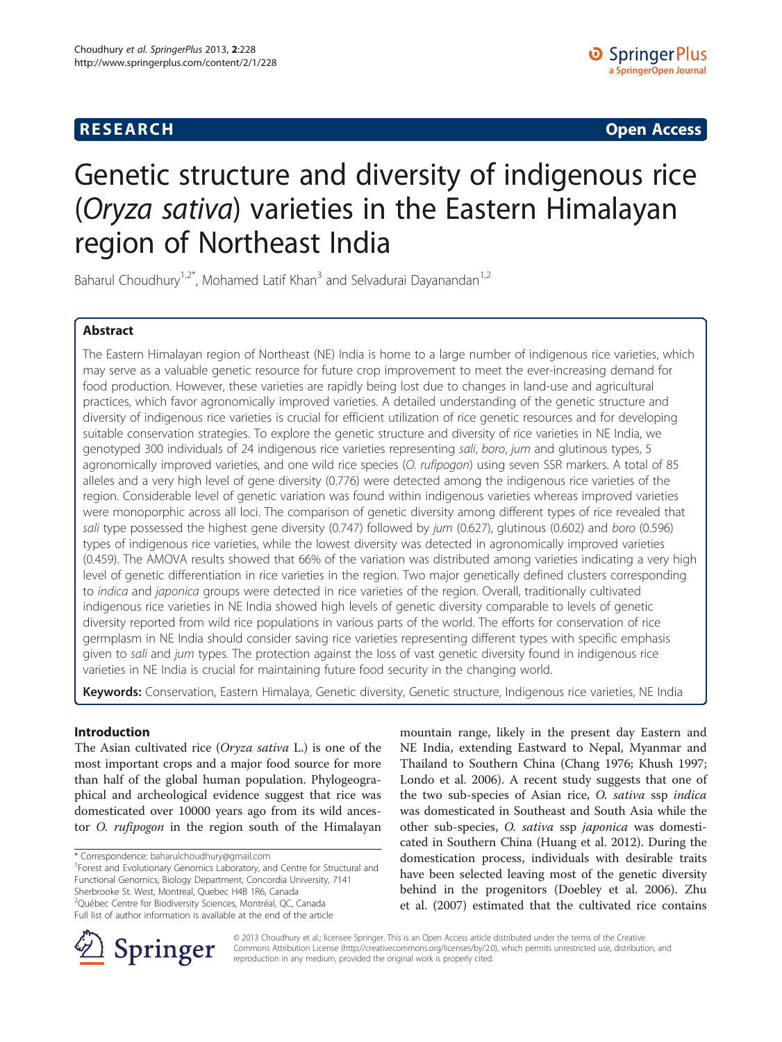**RESEARCH** **Open Access**

# Genetic structure and diversity of indigenous rice (*Oryza sativa*) varieties in the Eastern Himalayan region of Northeast India

Baharul Choudhury[1,2*], Mohamed Latif Khan[3] and Selvadurai Dayanandan[1,2]

## Abstract

The Eastern Himalayan region of Northeast (NE) India is home to a large number of indigenous rice varieties, which may serve as a valuable genetic resource for future crop improvement to meet the ever-increasing demand for food production. However, these varieties are rapidly being lost due to changes in land-use and agricultural practices, which favor agronomically improved varieties. A detailed understanding of the genetic structure and diversity of indigenous rice varieties is crucial for efficient utilization of rice genetic resources and for developing suitable conservation strategies. To explore the genetic structure and diversity of rice varieties in NE India, we genotyped 300 individuals of 24 indigenous rice varieties representing *sali*, *boro*, *jum* and glutinous types, 5 agronomically improved varieties, and one wild rice species (*O. rufipogon*) using seven SSR markers. A total of 85 alleles and a very high level of gene diversity (0.776) were detected among the indigenous rice varieties of the region. Considerable level of genetic variation was found within indigenous varieties whereas improved varieties were monoporphic across all loci. The comparison of genetic diversity among different types of rice revealed that *sali* type possessed the highest gene diversity (0.747) followed by *jum* (0.627), glutinous (0.602) and *boro* (0.596) types of indigenous rice varieties, while the lowest diversity was detected in agronomically improved varieties (0.459). The AMOVA results showed that 66% of the variation was distributed among varieties indicating a very high level of genetic differentiation in rice varieties in the region. Two major genetically defined clusters corresponding to *indica* and *japonica* groups were detected in rice varieties of the region. Overall, traditionally cultivated indigenous rice varieties in NE India showed high levels of genetic diversity comparable to levels of genetic diversity reported from wild rice populations in various parts of the world. The efforts for conservation of rice germplasm in NE India should consider saving rice varieties representing different types with specific emphasis given to *sali* and *jum* types. The protection against the loss of vast genetic diversity found in indigenous rice varieties in NE India is crucial for maintaining future food security in the changing world.

**Keywords:** Conservation, Eastern Himalaya, Genetic diversity, Genetic structure, Indigenous rice varieties, NE India

## Introduction

The Asian cultivated rice (*Oryza sativa* L.) is one of the most important crops and a major food source for more than half of the global human population. Phylogeographical and archeological evidence suggest that rice was domesticated over 10000 years ago from its wild ancestor *O. rufipogon* in the region south of the Himalayan mountain range, likely in the present day Eastern and NE India, extending Eastward to Nepal, Myanmar and Thailand to Southern China (Chang 1976; Khush 1997; Londo et al. 2006). A recent study suggests that one of the two sub-species of Asian rice, *O. sativa* ssp *indica* was domesticated in Southeast and South Asia while the other sub-species, *O. sativa* ssp *japonica* was domesticated in Southern China (Huang et al. 2012). During the domestication process, individuals with desirable traits have been selected leaving most of the genetic diversity behind in the progenitors (Doebley et al. 2006). Zhu et al. (2007) estimated that the cultivated rice contains

\* Correspondence: baharulchoudhury@gmail.com

[1]Forest and Evolutionary Genomics Laboratory, and Centre for Structural and Functional Genomics, Biology Department, Concordia University, 7141 Sherbrooke St. West, Montreal, Quebec H4B 1R6, Canada

[2]Québec Centre for Biodiversity Sciences, Montréal, QC, Canada

Full list of author information is available at the end of the article

© 2013 Choudhury et al.; licensee Springer. This is an Open Access article distributed under the terms of the Creative Commons Attribution License (http://creativecommons.org/licenses/by/2.0), which permits unrestricted use, distribution, and reproduction in any medium, provided the original work is properly cited.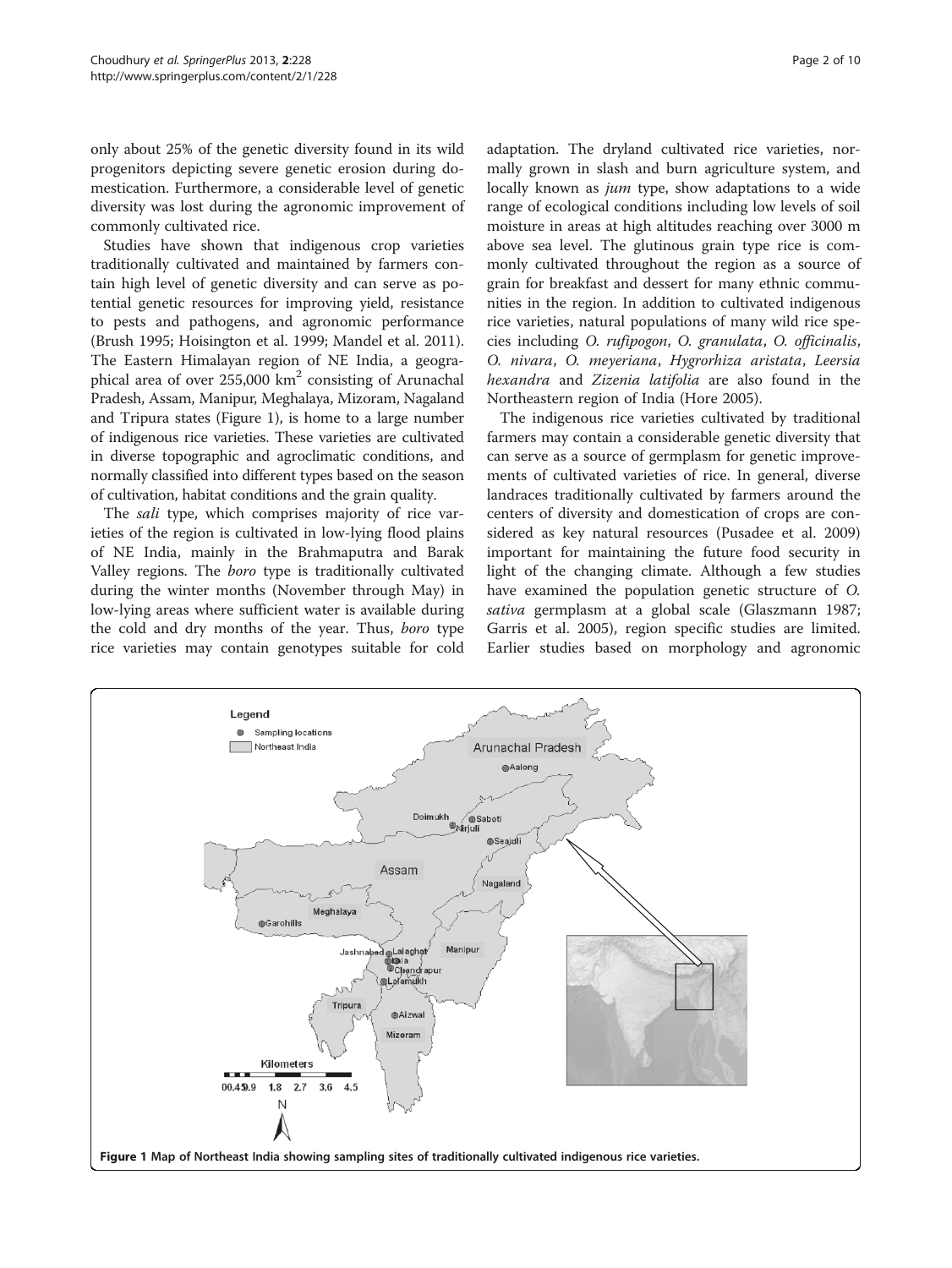only about 25% of the genetic diversity found in its wild progenitors depicting severe genetic erosion during domestication. Furthermore, a considerable level of genetic diversity was lost during the agronomic improvement of commonly cultivated rice.

Studies have shown that indigenous crop varieties traditionally cultivated and maintained by farmers contain high level of genetic diversity and can serve as potential genetic resources for improving yield, resistance to pests and pathogens, and agronomic performance (Brush 1995; Hoisington et al. 1999; Mandel et al. 2011). The Eastern Himalayan region of NE India, a geographical area of over 255,000 km$^2$ consisting of Arunachal Pradesh, Assam, Manipur, Meghalaya, Mizoram, Nagaland and Tripura states (Figure 1), is home to a large number of indigenous rice varieties. These varieties are cultivated in diverse topographic and agroclimatic conditions, and normally classified into different types based on the season of cultivation, habitat conditions and the grain quality.

The *sali* type, which comprises majority of rice varieties of the region is cultivated in low-lying flood plains of NE India, mainly in the Brahmaputra and Barak Valley regions. The *boro* type is traditionally cultivated during the winter months (November through May) in low-lying areas where sufficient water is available during the cold and dry months of the year. Thus, *boro* type rice varieties may contain genotypes suitable for cold adaptation. The dryland cultivated rice varieties, normally grown in slash and burn agriculture system, and locally known as *jum* type, show adaptations to a wide range of ecological conditions including low levels of soil moisture in areas at high altitudes reaching over 3000 m above sea level. The glutinous grain type rice is commonly cultivated throughout the region as a source of grain for breakfast and dessert for many ethnic communities in the region. In addition to cultivated indigenous rice varieties, natural populations of many wild rice species including *O. rufipogon*, *O. granulata*, *O. officinalis*, *O. nivara*, *O. meyeriana*, *Hygrorhiza aristata*, *Leersia hexandra* and *Zizenia latifolia* are also found in the Northeastern region of India (Hore 2005).

The indigenous rice varieties cultivated by traditional farmers may contain a considerable genetic diversity that can serve as a source of germplasm for genetic improvements of cultivated varieties of rice. In general, diverse landraces traditionally cultivated by farmers around the centers of diversity and domestication of crops are considered as key natural resources (Pusadee et al. 2009) important for maintaining the future food security in light of the changing climate. Although a few studies have examined the population genetic structure of *O. sativa* germplasm at a global scale (Glaszmann 1987; Garris et al. 2005), region specific studies are limited. Earlier studies based on morphology and agronomic

**Figure 1** Map of Northeast India showing sampling sites of traditionally cultivated indigenous rice varieties.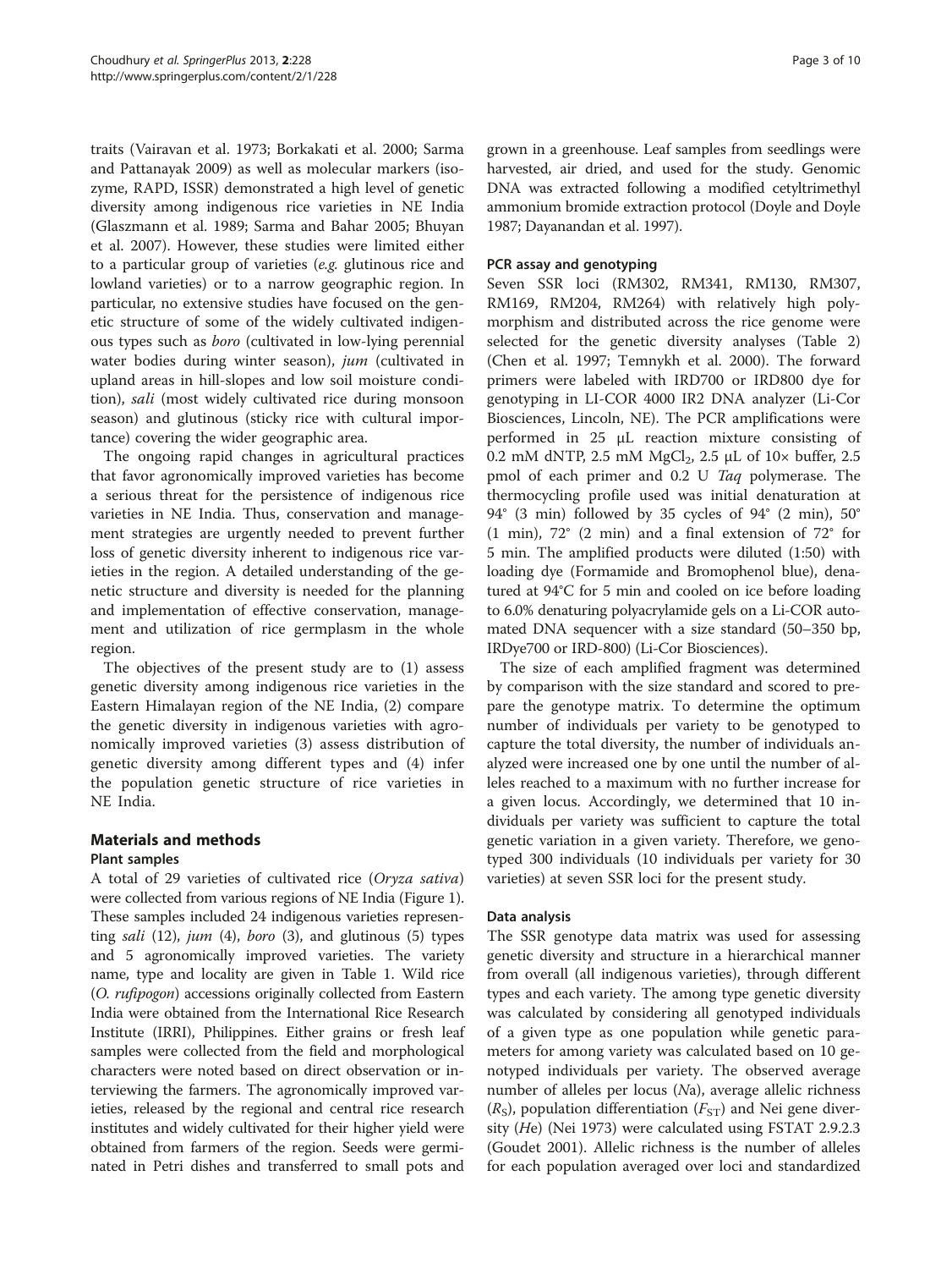traits (Vairavan et al. 1973; Borkakati et al. 2000; Sarma and Pattanayak 2009) as well as molecular markers (isozyme, RAPD, ISSR) demonstrated a high level of genetic diversity among indigenous rice varieties in NE India (Glaszmann et al. 1989; Sarma and Bahar 2005; Bhuyan et al. 2007). However, these studies were limited either to a particular group of varieties (*e.g.* glutinous rice and lowland varieties) or to a narrow geographic region. In particular, no extensive studies have focused on the genetic structure of some of the widely cultivated indigenous types such as *boro* (cultivated in low-lying perennial water bodies during winter season), *jum* (cultivated in upland areas in hill-slopes and low soil moisture condition), *sali* (most widely cultivated rice during monsoon season) and glutinous (sticky rice with cultural importance) covering the wider geographic area.

The ongoing rapid changes in agricultural practices that favor agronomically improved varieties has become a serious threat for the persistence of indigenous rice varieties in NE India. Thus, conservation and management strategies are urgently needed to prevent further loss of genetic diversity inherent to indigenous rice varieties in the region. A detailed understanding of the genetic structure and diversity is needed for the planning and implementation of effective conservation, management and utilization of rice germplasm in the whole region.

The objectives of the present study are to (1) assess genetic diversity among indigenous rice varieties in the Eastern Himalayan region of the NE India, (2) compare the genetic diversity in indigenous varieties with agronomically improved varieties (3) assess distribution of genetic diversity among different types and (4) infer the population genetic structure of rice varieties in NE India.

## Materials and methods

### Plant samples

A total of 29 varieties of cultivated rice (*Oryza sativa*) were collected from various regions of NE India (Figure 1). These samples included 24 indigenous varieties representing *sali* (12), *jum* (4), *boro* (3), and glutinous (5) types and 5 agronomically improved varieties. The variety name, type and locality are given in Table 1. Wild rice (*O. rufipogon*) accessions originally collected from Eastern India were obtained from the International Rice Research Institute (IRRI), Philippines. Either grains or fresh leaf samples were collected from the field and morphological characters were noted based on direct observation or interviewing the farmers. The agronomically improved varieties, released by the regional and central rice research institutes and widely cultivated for their higher yield were obtained from farmers of the region. Seeds were germinated in Petri dishes and transferred to small pots and grown in a greenhouse. Leaf samples from seedlings were harvested, air dried, and used for the study. Genomic DNA was extracted following a modified cetyltrimethyl ammonium bromide extraction protocol (Doyle and Doyle 1987; Dayanandan et al. 1997).

### PCR assay and genotyping

Seven SSR loci (RM302, RM341, RM130, RM307, RM169, RM204, RM264) with relatively high polymorphism and distributed across the rice genome were selected for the genetic diversity analyses (Table 2) (Chen et al. 1997; Temnykh et al. 2000). The forward primers were labeled with IRD700 or IRD800 dye for genotyping in LI-COR 4000 IR2 DNA analyzer (Li-Cor Biosciences, Lincoln, NE). The PCR amplifications were performed in 25 μL reaction mixture consisting of 0.2 mM dNTP, 2.5 mM $MgCl_2$, 2.5 μL of 10× buffer, 2.5 pmol of each primer and 0.2 U *Taq* polymerase. The thermocycling profile used was initial denaturation at 94° (3 min) followed by 35 cycles of 94° (2 min), 50° (1 min), 72° (2 min) and a final extension of 72° for 5 min. The amplified products were diluted (1:50) with loading dye (Formamide and Bromophenol blue), denatured at 94°C for 5 min and cooled on ice before loading to 6.0% denaturing polyacrylamide gels on a Li-COR automated DNA sequencer with a size standard (50–350 bp, IRDye700 or IRD-800) (Li-Cor Biosciences).

The size of each amplified fragment was determined by comparison with the size standard and scored to prepare the genotype matrix. To determine the optimum number of individuals per variety to be genotyped to capture the total diversity, the number of individuals analyzed were increased one by one until the number of alleles reached to a maximum with no further increase for a given locus. Accordingly, we determined that 10 individuals per variety was sufficient to capture the total genetic variation in a given variety. Therefore, we genotyped 300 individuals (10 individuals per variety for 30 varieties) at seven SSR loci for the present study.

### Data analysis

The SSR genotype data matrix was used for assessing genetic diversity and structure in a hierarchical manner from overall (all indigenous varieties), through different types and each variety. The among type genetic diversity was calculated by considering all genotyped individuals of a given type as one population while genetic parameters for among variety was calculated based on 10 genotyped individuals per variety. The observed average number of alleles per locus (*N*a), average allelic richness ($R_S$), population differentiation ($F_{ST}$) and Nei gene diversity (*He*) (Nei 1973) were calculated using FSTAT 2.9.2.3 (Goudet 2001). Allelic richness is the number of alleles for each population averaged over loci and standardized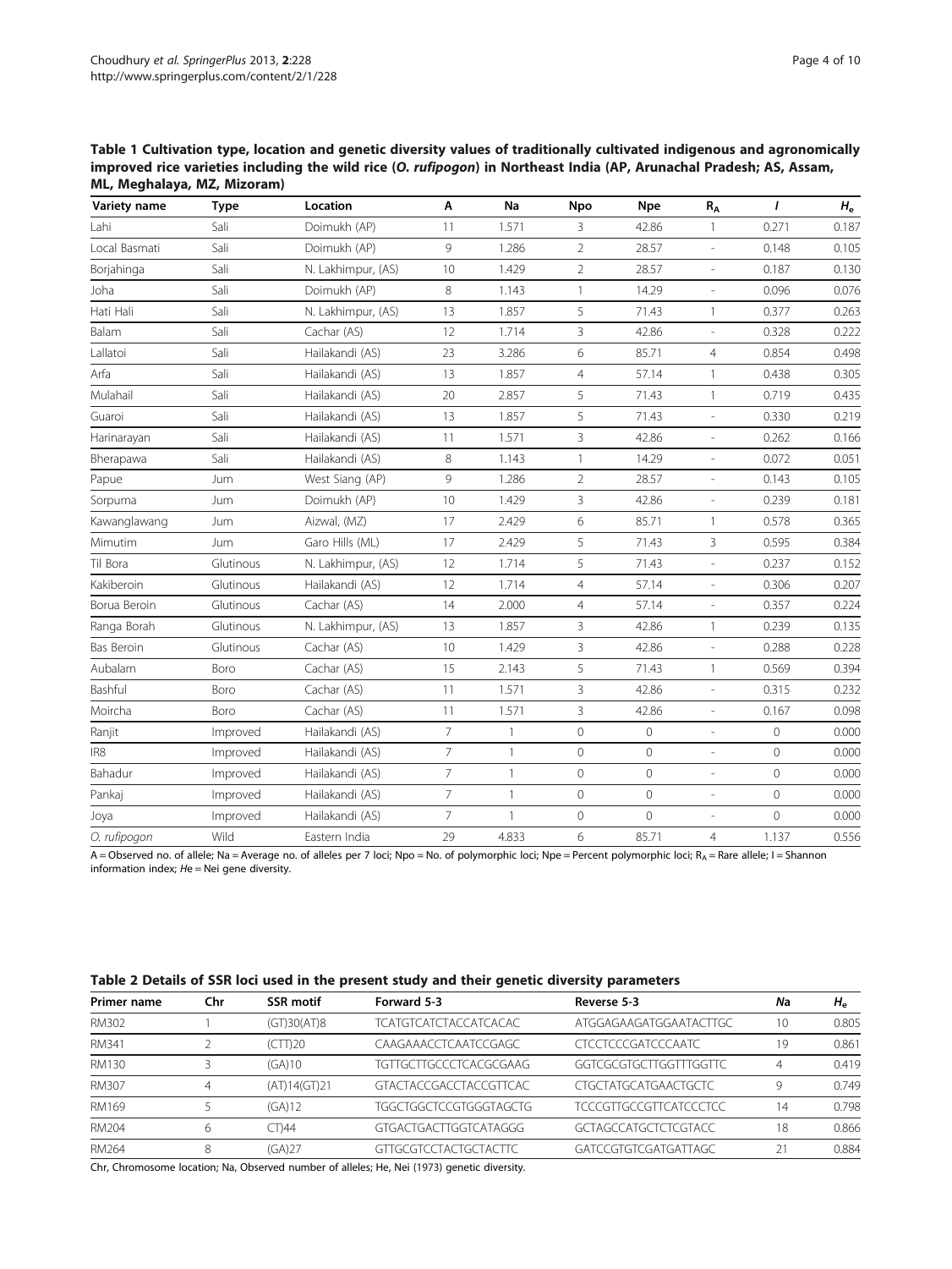**Table 1 Cultivation type, location and genetic diversity values of traditionally cultivated indigenous and agronomically improved rice varieties including the wild rice (*O. rufipogon*) in Northeast India (AP, Arunachal Pradesh; AS, Assam, ML, Meghalaya, MZ, Mizoram)**

| Variety name | Type | Location | A | Na | Npo | Npe | $R_A$ | *I* | $H_e$ |
|---|---|---|---|---|---|---|---|---|---|
| Lahi | Sali | Doimukh (AP) | 11 | 1.571 | 3 | 42.86 | 1 | 0.271 | 0.187 |
| Local Basmati | Sali | Doimukh (AP) | 9 | 1.286 | 2 | 28.57 | - | 0.148 | 0.105 |
| Borjahinga | Sali | N. Lakhimpur, (AS) | 10 | 1.429 | 2 | 28.57 | - | 0.187 | 0.130 |
| Joha | Sali | Doimukh (AP) | 8 | 1.143 | 1 | 14.29 | - | 0.096 | 0.076 |
| Hati Hali | Sali | N. Lakhimpur, (AS) | 13 | 1.857 | 5 | 71.43 | 1 | 0.377 | 0.263 |
| Balam | Sali | Cachar (AS) | 12 | 1.714 | 3 | 42.86 | - | 0.328 | 0.222 |
| Lallatoi | Sali | Hailakandi (AS) | 23 | 3.286 | 6 | 85.71 | 4 | 0.854 | 0.498 |
| Arfa | Sali | Hailakandi (AS) | 13 | 1.857 | 4 | 57.14 | 1 | 0.438 | 0.305 |
| Mulahail | Sali | Hailakandi (AS) | 20 | 2.857 | 5 | 71.43 | 1 | 0.719 | 0.435 |
| Guaroi | Sali | Hailakandi (AS) | 13 | 1.857 | 5 | 71.43 | - | 0.330 | 0.219 |
| Harinarayan | Sali | Hailakandi (AS) | 11 | 1.571 | 3 | 42.86 | - | 0.262 | 0.166 |
| Bherapawa | Sali | Hailakandi (AS) | 8 | 1.143 | 1 | 14.29 | - | 0.072 | 0.051 |
| Papue | Jum | West Siang (AP) | 9 | 1.286 | 2 | 28.57 | - | 0.143 | 0.105 |
| Sorpuma | Jum | Doimukh (AP) | 10 | 1.429 | 3 | 42.86 | - | 0.239 | 0.181 |
| Kawanglawang | Jum | Aizwal, (MZ) | 17 | 2.429 | 6 | 85.71 | 1 | 0.578 | 0.365 |
| Mimutim | Jum | Garo Hills (ML) | 17 | 2.429 | 5 | 71.43 | 3 | 0.595 | 0.384 |
| Til Bora | Glutinous | N. Lakhimpur, (AS) | 12 | 1.714 | 5 | 71.43 | - | 0.237 | 0.152 |
| Kakiberoin | Glutinous | Hailakandi (AS) | 12 | 1.714 | 4 | 57.14 | - | 0.306 | 0.207 |
| Borua Beroin | Glutinous | Cachar (AS) | 14 | 2.000 | 4 | 57.14 | - | 0.357 | 0.224 |
| Ranga Borah | Glutinous | N. Lakhimpur, (AS) | 13 | 1.857 | 3 | 42.86 | 1 | 0.239 | 0.135 |
| Bas Beroin | Glutinous | Cachar (AS) | 10 | 1.429 | 3 | 42.86 | - | 0.288 | 0.228 |
| Aubalam | Boro | Cachar (AS) | 15 | 2.143 | 5 | 71.43 | 1 | 0.569 | 0.394 |
| Bashful | Boro | Cachar (AS) | 11 | 1.571 | 3 | 42.86 | - | 0.315 | 0.232 |
| Moircha | Boro | Cachar (AS) | 11 | 1.571 | 3 | 42.86 | - | 0.167 | 0.098 |
| Ranjit | Improved | Hailakandi (AS) | 7 | 1 | 0 | 0 | - | 0 | 0.000 |
| IR8 | Improved | Hailakandi (AS) | 7 | 1 | 0 | 0 | - | 0 | 0.000 |
| Bahadur | Improved | Hailakandi (AS) | 7 | 1 | 0 | 0 | - | 0 | 0.000 |
| Pankaj | Improved | Hailakandi (AS) | 7 | 1 | 0 | 0 | - | 0 | 0.000 |
| Joya | Improved | Hailakandi (AS) | 7 | 1 | 0 | 0 | - | 0 | 0.000 |
| *O. rufipogon* | Wild | Eastern India | 29 | 4.833 | 6 | 85.71 | 4 | 1.137 | 0.556 |

A = Observed no. of allele; Na = Average no. of alleles per 7 loci; Npo = No. of polymorphic loci; Npe = Percent polymorphic loci; $R_A$ = Rare allele; I = Shannon information index; *He* = Nei gene diversity.

**Table 2 Details of SSR loci used in the present study and their genetic diversity parameters**

| Primer name | Chr | SSR motif | Forward 5-3 | Reverse 5-3 | *Na* | $H_e$ |
|---|---|---|---|---|---|---|
| RM302 | 1 | (GT)30(AT)8 | TCATGTCATCTACCATCACAC | ATGGAGAAGATGGAATACTTGC | 10 | 0.805 |
| RM341 | 2 | (CTT)20 | CAAGAAACCTCAATCCGAGC | CTCCTCCCGATCCCAATC | 19 | 0.861 |
| RM130 | 3 | (GA)10 | TGTTGCTTGCCCTCACGCGAAG | GGTCGCGTGCTTGGTTTGGTTC | 4 | 0.419 |
| RM307 | 4 | (AT)14(GT)21 | GTACTACCGACCTACCGTTCAC | CTGCTATGCATGAACTGCTC | 9 | 0.749 |
| RM169 | 5 | (GA)12 | TGGCTGGCTCCGTGGGTAGCTG | TCCCGTTGCCGTTCATCCCTCC | 14 | 0.798 |
| RM204 | 6 | CT)44 | GTGACTGACTTGGTCATAGGG | GCTAGCCATGCTCTCGTACC | 18 | 0.866 |
| RM264 | 8 | (GA)27 | GTTGCGTCCTACTGCTACTTC | GATCCGTGTCGATGATTAGC | 21 | 0.884 |

Chr, Chromosome location; Na, Observed number of alleles; He, Nei (1973) genetic diversity.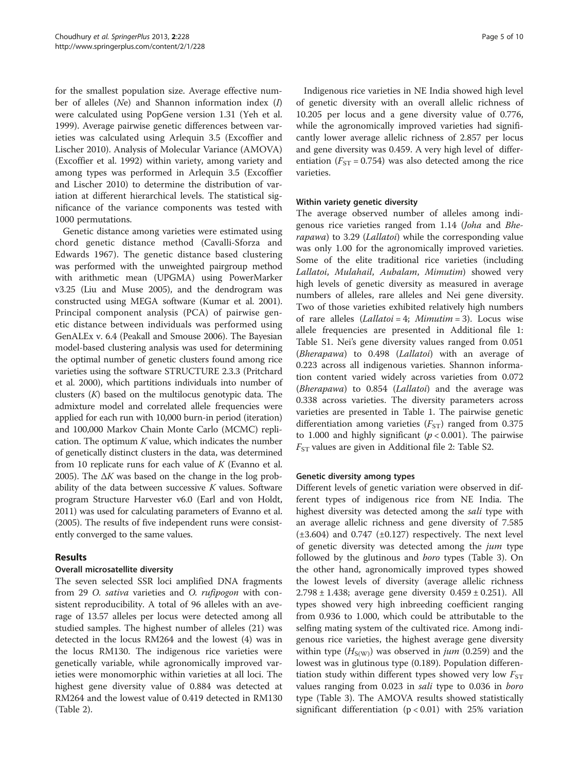for the smallest population size. Average effective number of alleles (*Ne*) and Shannon information index (*I*) were calculated using PopGene version 1.31 (Yeh et al. 1999). Average pairwise genetic differences between varieties was calculated using Arlequin 3.5 (Excoffier and Lischer 2010). Analysis of Molecular Variance (AMOVA) (Excoffier et al. 1992) within variety, among variety and among types was performed in Arlequin 3.5 (Excoffier and Lischer 2010) to determine the distribution of variation at different hierarchical levels. The statistical significance of the variance components was tested with 1000 permutations.

Genetic distance among varieties were estimated using chord genetic distance method (Cavalli-Sforza and Edwards 1967). The genetic distance based clustering was performed with the unweighted pairgroup method with arithmetic mean (UPGMA) using PowerMarker v3.25 (Liu and Muse 2005), and the dendrogram was constructed using MEGA software (Kumar et al. 2001). Principal component analysis (PCA) of pairwise genetic distance between individuals was performed using GenALEx v. 6.4 (Peakall and Smouse 2006). The Bayesian model-based clustering analysis was used for determining the optimal number of genetic clusters found among rice varieties using the software STRUCTURE 2.3.3 (Pritchard et al. 2000), which partitions individuals into number of clusters (*K*) based on the multilocus genotypic data. The admixture model and correlated allele frequencies were applied for each run with 10,000 burn-in period (iteration) and 100,000 Markov Chain Monte Carlo (MCMC) replication. The optimum *K* value, which indicates the number of genetically distinct clusters in the data, was determined from 10 replicate runs for each value of *K* (Evanno et al. 2005). The $\Delta K$ was based on the change in the log probability of the data between successive *K* values. Software program Structure Harvester v6.0 (Earl and von Holdt, 2011) was used for calculating parameters of Evanno et al. (2005). The results of five independent runs were consistently converged to the same values.

## Results

### Overall microsatellite diversity

The seven selected SSR loci amplified DNA fragments from 29 *O. sativa* varieties and *O. rufipogon* with consistent reproducibility. A total of 96 alleles with an average of 13.57 alleles per locus were detected among all studied samples. The highest number of alleles (21) was detected in the locus RM264 and the lowest (4) was in the locus RM130. The indigenous rice varieties were genetically variable, while agronomically improved varieties were monomorphic within varieties at all loci. The highest gene diversity value of 0.884 was detected at RM264 and the lowest value of 0.419 detected in RM130 (Table 2).

Indigenous rice varieties in NE India showed high level of genetic diversity with an overall allelic richness of 10.205 per locus and a gene diversity value of 0.776, while the agronomically improved varieties had significantly lower average allelic richness of 2.857 per locus and gene diversity was 0.459. A very high level of differentiation ($F_{ST} = 0.754$) was also detected among the rice varieties.

### Within variety genetic diversity

The average observed number of alleles among indigenous rice varieties ranged from 1.14 (*Joha* and *Bherapawa*) to 3.29 (*Lallatoi*) while the corresponding value was only 1.00 for the agronomically improved varieties. Some of the elite traditional rice varieties (including *Lallatoi*, *Mulahail*, *Aubalam*, *Mimutim*) showed very high levels of genetic diversity as measured in average numbers of alleles, rare alleles and Nei gene diversity. Two of those varieties exhibited relatively high numbers of rare alleles (*Lallatoi* = 4; *Mimutim* = 3). Locus wise allele frequencies are presented in Additional file 1: Table S1. Nei's gene diversity values ranged from 0.051 (*Bherapawa*) to 0.498 (*Lallatoi*) with an average of 0.223 across all indigenous varieties. Shannon information content varied widely across varieties from 0.072 (*Bherapawa*) to 0.854 (*Lallatoi*) and the average was 0.338 across varieties. The diversity parameters across varieties are presented in Table 1. The pairwise genetic differentiation among varieties ($F_{ST}$) ranged from 0.375 to 1.000 and highly significant ($p < 0.001$). The pairwise $F_{ST}$ values are given in Additional file 2: Table S2.

### Genetic diversity among types

Different levels of genetic variation were observed in different types of indigenous rice from NE India. The highest diversity was detected among the *sali* type with an average allelic richness and gene diversity of 7.585 (±3.604) and 0.747 (±0.127) respectively. The next level of genetic diversity was detected among the *jum* type followed by the glutinous and *boro* types (Table 3). On the other hand, agronomically improved types showed the lowest levels of diversity (average allelic richness 2.798 ± 1.438; average gene diversity 0.459 ± 0.251). All types showed very high inbreeding coefficient ranging from 0.936 to 1.000, which could be attributable to the selfing mating system of the cultivated rice. Among indigenous rice varieties, the highest average gene diversity within type ($H_{S(W)}$) was observed in *jum* (0.259) and the lowest was in glutinous type (0.189). Population differentiation study within different types showed very low $F_{ST}$ values ranging from 0.023 in *sali* type to 0.036 in *boro* type (Table 3). The AMOVA results showed statistically significant differentiation ($p < 0.01$) with 25% variation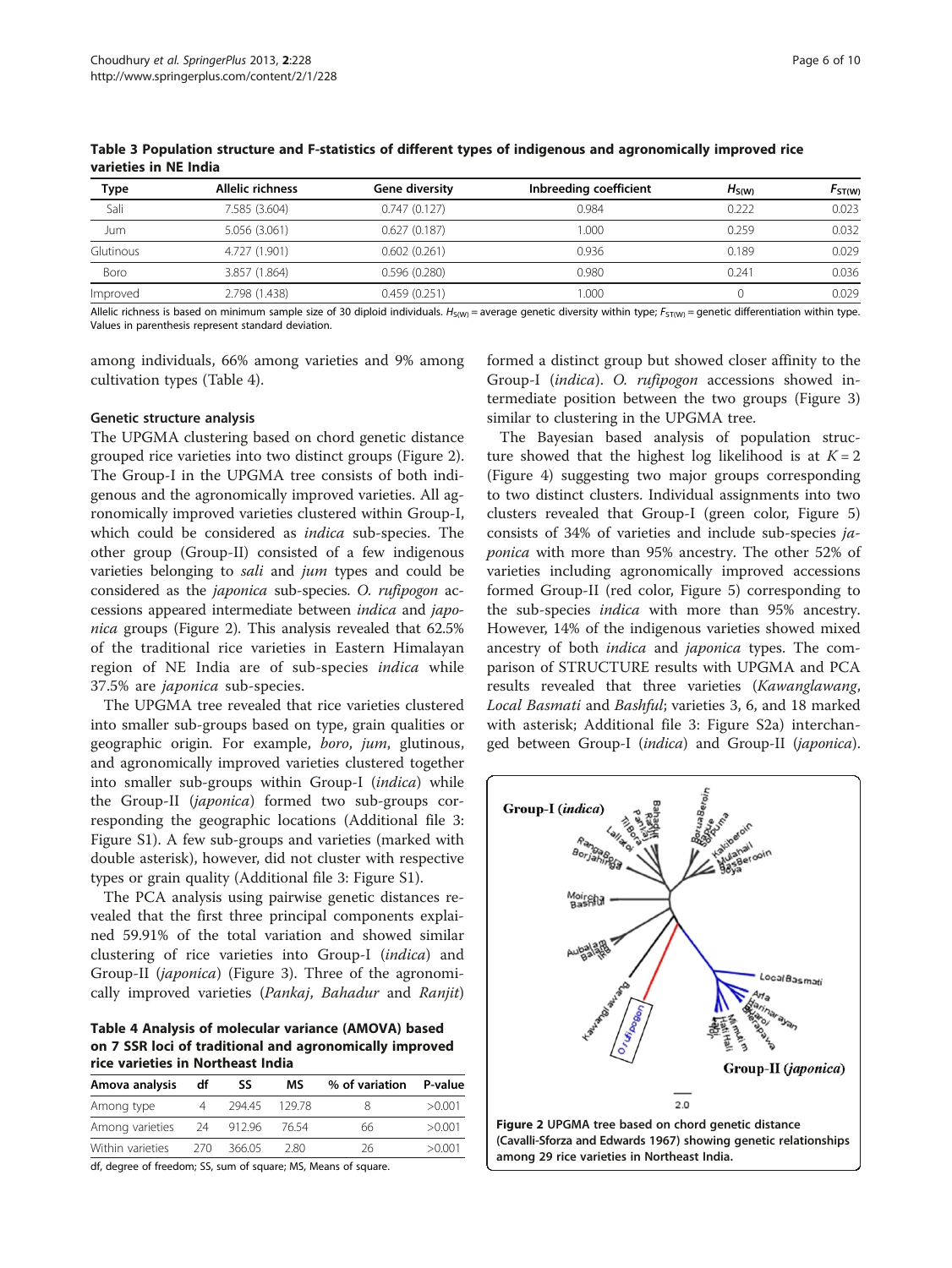**Table 3 Population structure and F-statistics of different types of indigenous and agronomically improved rice varieties in NE India**

| Type | Allelic richness | Gene diversity | Inbreeding coefficient | $H_{S(W)}$ | $F_{ST(W)}$ |
|---|---|---|---|---|---|
| Sali | 7.585 (3.604) | 0.747 (0.127) | 0.984 | 0.222 | 0.023 |
| Jum | 5.056 (3.061) | 0.627 (0.187) | 1.000 | 0.259 | 0.032 |
| Glutinous | 4.727 (1.901) | 0.602 (0.261) | 0.936 | 0.189 | 0.029 |
| Boro | 3.857 (1.864) | 0.596 (0.280) | 0.980 | 0.241 | 0.036 |
| Improved | 2.798 (1.438) | 0.459 (0.251) | 1.000 | 0 | 0.029 |

Allelic richness is based on minimum sample size of 30 diploid individuals. $H_{S(W)}$ = average genetic diversity within type; $F_{ST(W)}$ = genetic differentiation within type. Values in parenthesis represent standard deviation.

among individuals, 66% among varieties and 9% among cultivation types (Table 4).

**Table 4 Analysis of molecular variance (AMOVA) based on 7 SSR loci of traditional and agronomically improved rice varieties in Northeast India**

| Amova analysis | df | SS | MS | % of variation | P-value |
|---|---|---|---|---|---|
| Among type | 4 | 294.45 | 129.78 | 8 | >0.001 |
| Among varieties | 24 | 912.96 | 76.54 | 66 | >0.001 |
| Within varieties | 270 | 366.05 | 2.80 | 26 | >0.001 |

df, degree of freedom; SS, sum of square; MS, Means of square.

### Genetic structure analysis

The UPGMA clustering based on chord genetic distance grouped rice varieties into two distinct groups (Figure 2). The Group-I in the UPGMA tree consists of both indigenous and the agronomically improved varieties. All agronomically improved varieties clustered within Group-I, which could be considered as *indica* sub-species. The other group (Group-II) consisted of a few indigenous varieties belonging to *sali* and *jum* types and could be considered as the *japonica* sub-species. *O. rufipogon* accessions appeared intermediate between *indica* and *japonica* groups (Figure 2). This analysis revealed that 62.5% of the traditional rice varieties in Eastern Himalayan region of NE India are of sub-species *indica* while 37.5% are *japonica* sub-species.

The UPGMA tree revealed that rice varieties clustered into smaller sub-groups based on type, grain qualities or geographic origin. For example, *boro*, *jum*, glutinous, and agronomically improved varieties clustered together into smaller sub-groups within Group-I (*indica*) while the Group-II (*japonica*) formed two sub-groups corresponding the geographic locations (Additional file 3: Figure S1). A few sub-groups and varieties (marked with double asterisk), however, did not cluster with respective types or grain quality (Additional file 3: Figure S1).

The PCA analysis using pairwise genetic distances revealed that the first three principal components explained 59.91% of the total variation and showed similar clustering of rice varieties into Group-I (*indica*) and Group-II (*japonica*) (Figure 3). Three of the agronomically improved varieties (*Pankaj*, *Bahadur* and *Ranjit*) formed a distinct group but showed closer affinity to the Group-I (*indica*). *O. rufipogon* accessions showed intermediate position between the two groups (Figure 3) similar to clustering in the UPGMA tree.

The Bayesian based analysis of population structure showed that the highest log likelihood is at $K = 2$ (Figure 4) suggesting two major groups corresponding to two distinct clusters. Individual assignments into two clusters revealed that Group-I (green color, Figure 5) consists of 34% of varieties and include sub-species *japonica* with more than 95% ancestry. The other 52% of varieties including agronomically improved accessions formed Group-II (red color, Figure 5) corresponding to the sub-species *indica* with more than 95% ancestry. However, 14% of the indigenous varieties showed mixed ancestry of both *indica* and *japonica* types. The comparison of STRUCTURE results with UPGMA and PCA results revealed that three varieties (*Kawanglawang*, *Local Basmati* and *Bashful*; varieties 3, 6, and 18 marked with asterisk; Additional file 3: Figure S2a) interchanged between Group-I (*indica*) and Group-II (*japonica*).

**Figure 2 UPGMA tree based on chord genetic distance (Cavalli-Sforza and Edwards 1967) showing genetic relationships among 29 rice varieties in Northeast India.**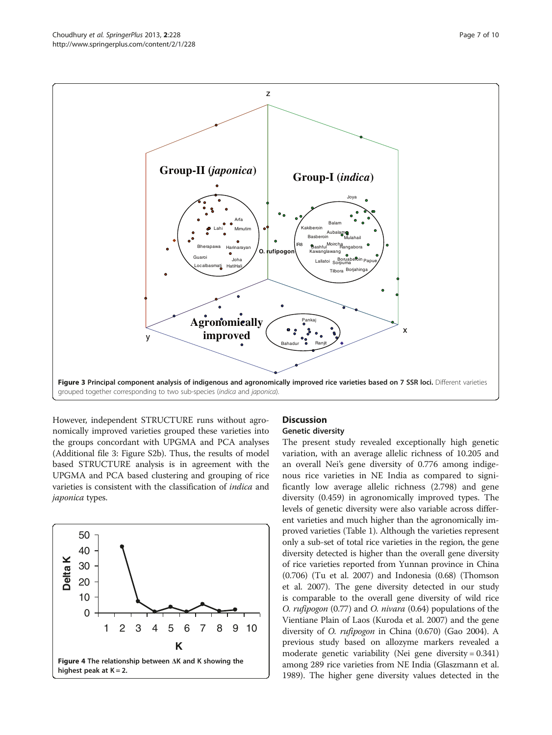Figure 3 Principal component analysis of indigenous and agronomically improved rice varieties based on 7 SSR loci. Different varieties grouped together corresponding to two sub-species (*indica* and *japonica*).

However, independent STRUCTURE runs without agronomically improved varieties grouped these varieties into the groups concordant with UPGMA and PCA analyses (Additional file 3: Figure S2b). Thus, the results of model based STRUCTURE analysis is in agreement with the UPGMA and PCA based clustering and grouping of rice varieties is consistent with the classification of *indica* and *japonica* types.

Figure 4 The relationship between ΔK and K showing the highest peak at K = 2.

## Discussion

### Genetic diversity

The present study revealed exceptionally high genetic variation, with an average allelic richness of 10.205 and an overall Nei's gene diversity of 0.776 among indigenous rice varieties in NE India as compared to significantly low average allelic richness (2.798) and gene diversity (0.459) in agronomically improved types. The levels of genetic diversity were also variable across different varieties and much higher than the agronomically improved varieties (Table 1). Although the varieties represent only a sub-set of total rice varieties in the region, the gene diversity detected is higher than the overall gene diversity of rice varieties reported from Yunnan province in China (0.706) (Tu et al. 2007) and Indonesia (0.68) (Thomson et al. 2007). The gene diversity detected in our study is comparable to the overall gene diversity of wild rice *O. rufipogon* (0.77) and *O. nivara* (0.64) populations of the Vientiane Plain of Laos (Kuroda et al. 2007) and the gene diversity of *O. rufipogon* in China (0.670) (Gao 2004). A previous study based on allozyme markers revealed a moderate genetic variability (Nei gene diversity = 0.341) among 289 rice varieties from NE India (Glaszmann et al. 1989). The higher gene diversity values detected in the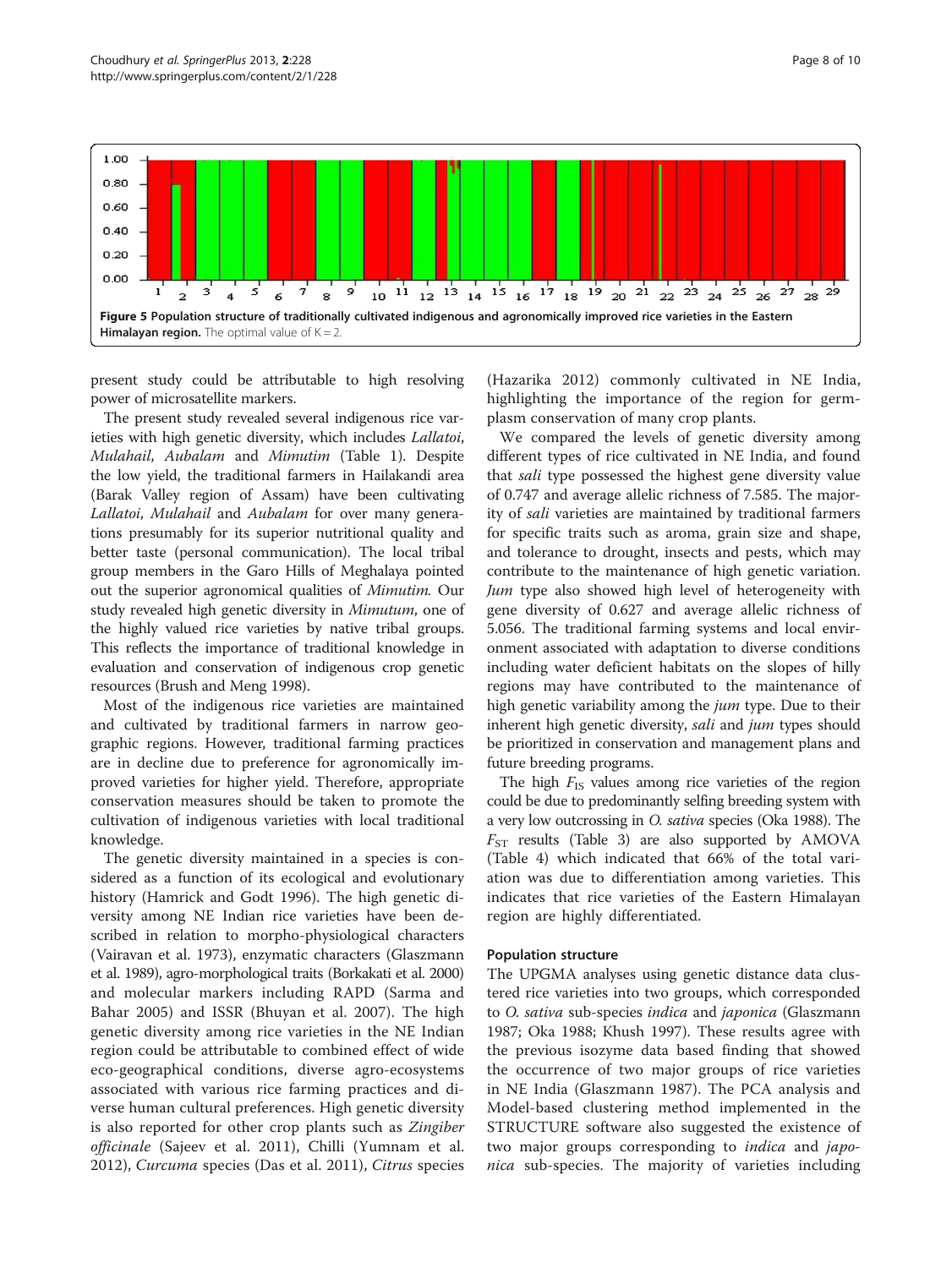**Figure 5 Population structure of traditionally cultivated indigenous and agronomically improved rice varieties in the Eastern Himalayan region.** The optimal value of K = 2.

present study could be attributable to high resolving power of microsatellite markers.

The present study revealed several indigenous rice varieties with high genetic diversity, which includes *Lallatoi*, *Mulahail*, *Aubalam* and *Mimutim* (Table 1). Despite the low yield, the traditional farmers in Hailakandi area (Barak Valley region of Assam) have been cultivating *Lallatoi*, *Mulahail* and *Aubalam* for over many generations presumably for its superior nutritional quality and better taste (personal communication). The local tribal group members in the Garo Hills of Meghalaya pointed out the superior agronomical qualities of *Mimutim*. Our study revealed high genetic diversity in *Mimutum*, one of the highly valued rice varieties by native tribal groups. This reflects the importance of traditional knowledge in evaluation and conservation of indigenous crop genetic resources (Brush and Meng 1998).

Most of the indigenous rice varieties are maintained and cultivated by traditional farmers in narrow geographic regions. However, traditional farming practices are in decline due to preference for agronomically improved varieties for higher yield. Therefore, appropriate conservation measures should be taken to promote the cultivation of indigenous varieties with local traditional knowledge.

The genetic diversity maintained in a species is considered as a function of its ecological and evolutionary history (Hamrick and Godt 1996). The high genetic diversity among NE Indian rice varieties have been described in relation to morpho-physiological characters (Vairavan et al. 1973), enzymatic characters (Glaszmann et al. 1989), agro-morphological traits (Borkakati et al. 2000) and molecular markers including RAPD (Sarma and Bahar 2005) and ISSR (Bhuyan et al. 2007). The high genetic diversity among rice varieties in the NE Indian region could be attributable to combined effect of wide eco-geographical conditions, diverse agro-ecosystems associated with various rice farming practices and diverse human cultural preferences. High genetic diversity is also reported for other crop plants such as *Zingiber officinale* (Sajeev et al. 2011), Chilli (Yumnam et al. 2012), *Curcuma* species (Das et al. 2011), *Citrus* species (Hazarika 2012) commonly cultivated in NE India, highlighting the importance of the region for germplasm conservation of many crop plants.

We compared the levels of genetic diversity among different types of rice cultivated in NE India, and found that *sali* type possessed the highest gene diversity value of 0.747 and average allelic richness of 7.585. The majority of *sali* varieties are maintained by traditional farmers for specific traits such as aroma, grain size and shape, and tolerance to drought, insects and pests, which may contribute to the maintenance of high genetic variation. *Jum* type also showed high level of heterogeneity with gene diversity of 0.627 and average allelic richness of 5.056. The traditional farming systems and local environment associated with adaptation to diverse conditions including water deficient habitats on the slopes of hilly regions may have contributed to the maintenance of high genetic variability among the *jum* type. Due to their inherent high genetic diversity, *sali* and *jum* types should be prioritized in conservation and management plans and future breeding programs.

The high $F_{IS}$ values among rice varieties of the region could be due to predominantly selfing breeding system with a very low outcrossing in *O. sativa* species (Oka 1988). The $F_{ST}$ results (Table 3) are also supported by AMOVA (Table 4) which indicated that 66% of the total variation was due to differentiation among varieties. This indicates that rice varieties of the Eastern Himalayan region are highly differentiated.

### Population structure

The UPGMA analyses using genetic distance data clustered rice varieties into two groups, which corresponded to *O. sativa* sub-species *indica* and *japonica* (Glaszmann 1987; Oka 1988; Khush 1997). These results agree with the previous isozyme data based finding that showed the occurrence of two major groups of rice varieties in NE India (Glaszmann 1987). The PCA analysis and Model-based clustering method implemented in the STRUCTURE software also suggested the existence of two major groups corresponding to *indica* and *japonica* sub-species. The majority of varieties including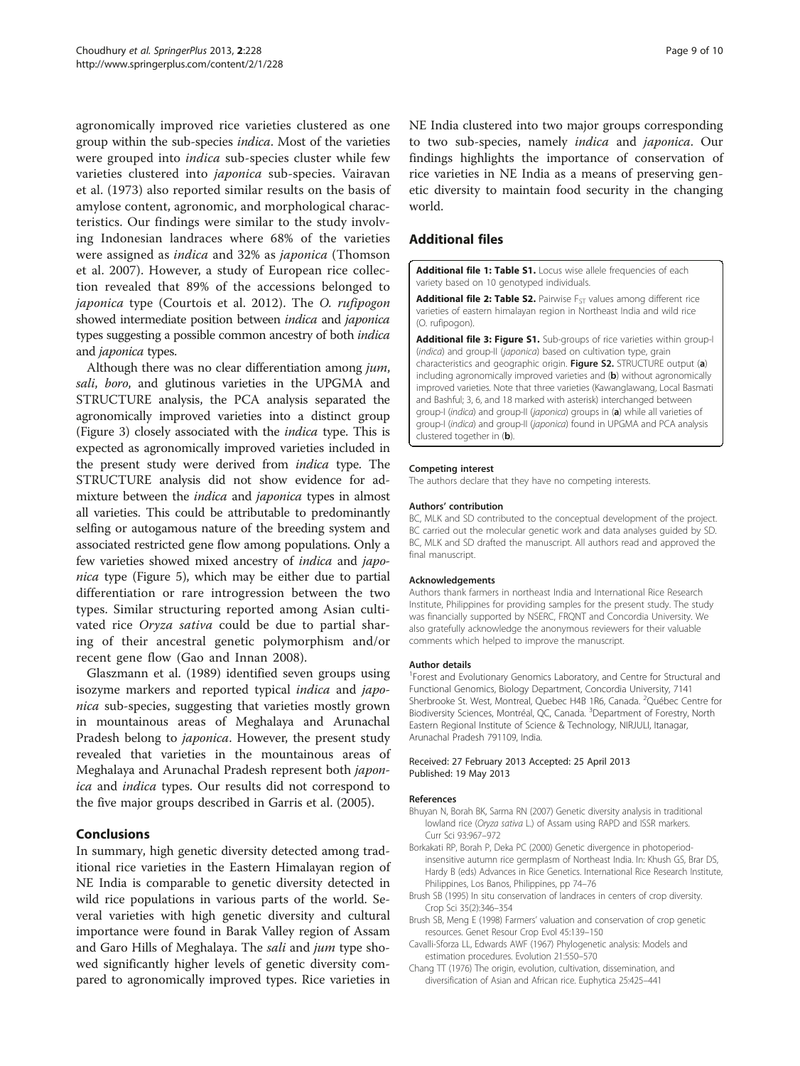agronomically improved rice varieties clustered as one group within the sub-species *indica*. Most of the varieties were grouped into *indica* sub-species cluster while few varieties clustered into *japonica* sub-species. Vairavan et al. (1973) also reported similar results on the basis of amylose content, agronomic, and morphological characteristics. Our findings were similar to the study involving Indonesian landraces where 68% of the varieties were assigned as *indica* and 32% as *japonica* (Thomson et al. 2007). However, a study of European rice collection revealed that 89% of the accessions belonged to *japonica* type (Courtois et al. 2012). The *O. rufipogon* showed intermediate position between *indica* and *japonica* types suggesting a possible common ancestry of both *indica* and *japonica* types.

Although there was no clear differentiation among *jum*, *sali*, *boro*, and glutinous varieties in the UPGMA and STRUCTURE analysis, the PCA analysis separated the agronomically improved varieties into a distinct group (Figure 3) closely associated with the *indica* type. This is expected as agronomically improved varieties included in the present study were derived from *indica* type. The STRUCTURE analysis did not show evidence for admixture between the *indica* and *japonica* types in almost all varieties. This could be attributable to predominantly selfing or autogamous nature of the breeding system and associated restricted gene flow among populations. Only a few varieties showed mixed ancestry of *indica* and *japonica* type (Figure 5), which may be either due to partial differentiation or rare introgression between the two types. Similar structuring reported among Asian cultivated rice *Oryza sativa* could be due to partial sharing of their ancestral genetic polymorphism and/or recent gene flow (Gao and Innan 2008).

Glaszmann et al. (1989) identified seven groups using isozyme markers and reported typical *indica* and *japonica* sub-species, suggesting that varieties mostly grown in mountainous areas of Meghalaya and Arunachal Pradesh belong to *japonica*. However, the present study revealed that varieties in the mountainous areas of Meghalaya and Arunachal Pradesh represent both *japonica* and *indica* types. Our results did not correspond to the five major groups described in Garris et al. (2005).

## Conclusions

In summary, high genetic diversity detected among traditional rice varieties in the Eastern Himalayan region of NE India is comparable to genetic diversity detected in wild rice populations in various parts of the world. Several varieties with high genetic diversity and cultural importance were found in Barak Valley region of Assam and Garo Hills of Meghalaya. The *sali* and *jum* type showed significantly higher levels of genetic diversity compared to agronomically improved types. Rice varieties in NE India clustered into two major groups corresponding to two sub-species, namely *indica* and *japonica*. Our findings highlights the importance of conservation of rice varieties in NE India as a means of preserving genetic diversity to maintain food security in the changing world.

## Additional files

**Additional file 1: Table S1.** Locus wise allele frequencies of each variety based on 10 genotyped individuals.

**Additional file 2: Table S2.** Pairwise $F_{ST}$ values among different rice varieties of eastern himalayan region in Northeast India and wild rice (O. rufipogon).

**Additional file 3: Figure S1.** Sub-groups of rice varieties within group-I (*indica*) and group-II (*japonica*) based on cultivation type, grain characteristics and geographic origin. **Figure S2.** STRUCTURE output (**a**) including agronomically improved varieties and (**b**) without agronomically improved varieties. Note that three varieties (Kawanglawang, Local Basmati and Bashful; 3, 6, and 18 marked with asterisk) interchanged between group-I (*indica*) and group-II (*japonica*) groups in (**a**) while all varieties of group-I (*indica*) and group-II (*japonica*) found in UPGMA and PCA analysis clustered together in (**b**).

#### Competing interest
The authors declare that they have no competing interests.

#### Authors' contribution
BC, MLK and SD contributed to the conceptual development of the project. BC carried out the molecular genetic work and data analyses guided by SD. BC, MLK and SD drafted the manuscript. All authors read and approved the final manuscript.

#### Acknowledgements
Authors thank farmers in northeast India and International Rice Research Institute, Philippines for providing samples for the present study. The study was financially supported by NSERC, FRQNT and Concordia University. We also gratefully acknowledge the anonymous reviewers for their valuable comments which helped to improve the manuscript.

#### Author details
[1]Forest and Evolutionary Genomics Laboratory, and Centre for Structural and Functional Genomics, Biology Department, Concordia University, 7141 Sherbrooke St. West, Montreal, Quebec H4B 1R6, Canada. [2]Québec Centre for Biodiversity Sciences, Montréal, QC, Canada. [3]Department of Forestry, North Eastern Regional Institute of Science & Technology, NIRJULI, Itanagar, Arunachal Pradesh 791109, India.

Received: 27 February 2013 Accepted: 25 April 2013
Published: 19 May 2013

#### References
- Bhuyan N, Borah BK, Sarma RN (2007) Genetic diversity analysis in traditional lowland rice (*Oryza sativa* L.) of Assam using RAPD and ISSR markers. Curr Sci 93:967–972
- Borkakati RP, Borah P, Deka PC (2000) Genetic divergence in photoperiod-insensitive autumn rice germplasm of Northeast India. In: Khush GS, Brar DS, Hardy B (eds) Advances in Rice Genetics. International Rice Research Institute, Philippines, Los Banos, Philippines, pp 74–76
- Brush SB (1995) In situ conservation of landraces in centers of crop diversity. Crop Sci 35(2):346–354
- Brush SB, Meng E (1998) Farmers' valuation and conservation of crop genetic resources. Genet Resour Crop Evol 45:139–150
- Cavalli-Sforza LL, Edwards AWF (1967) Phylogenetic analysis: Models and estimation procedures. Evolution 21:550–570
- Chang TT (1976) The origin, evolution, cultivation, dissemination, and diversification of Asian and African rice. Euphytica 25:425–441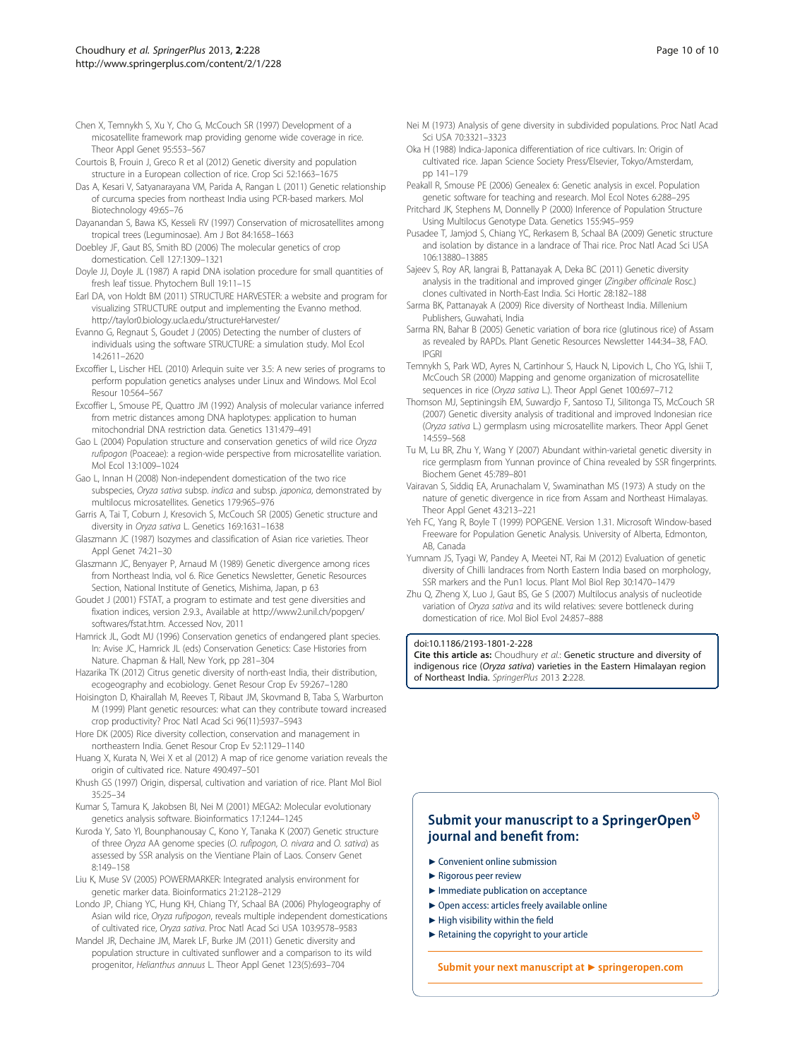Chen X, Temnykh S, Xu Y, Cho G, McCouch SR (1997) Development of a micosatellite framework map providing genome wide coverage in rice. Theor Appl Genet 95:553–567

Courtois B, Frouin J, Greco R et al (2012) Genetic diversity and population structure in a European collection of rice. Crop Sci 52:1663–1675

Das A, Kesari V, Satyanarayana VM, Parida A, Rangan L (2011) Genetic relationship of curcuma species from northeast India using PCR-based markers. Mol Biotechnology 49:65–76

Dayanandan S, Bawa KS, Kesseli RV (1997) Conservation of microsatellites among tropical trees (Leguminosae). Am J Bot 84:1658–1663

Doebley JF, Gaut BS, Smith BD (2006) The molecular genetics of crop domestication. Cell 127:1309–1321

Doyle JJ, Doyle JL (1987) A rapid DNA isolation procedure for small quantities of fresh leaf tissue. Phytochem Bull 19:11–15

Earl DA, von Holdt BM (2011) STRUCTURE HARVESTER: a website and program for visualizing STRUCTURE output and implementing the Evanno method. http://taylor0.biology.ucla.edu/structureHarvester/

Evanno G, Regnaut S, Goudet J (2005) Detecting the number of clusters of individuals using the software STRUCTURE: a simulation study. Mol Ecol 14:2611–2620

Excoffier L, Lischer HEL (2010) Arlequin suite ver 3.5: A new series of programs to perform population genetics analyses under Linux and Windows. Mol Ecol Resour 10:564–567

Excoffier L, Smouse PE, Quattro JM (1992) Analysis of molecular variance inferred from metric distances among DNA haplotypes: application to human mitochondrial DNA restriction data. Genetics 131:479–491

Gao L (2004) Population structure and conservation genetics of wild rice *Oryza rufipogon* (Poaceae): a region-wide perspective from microsatellite variation. Mol Ecol 13:1009–1024

Gao L, Innan H (2008) Non-independent domestication of the two rice subspecies, *Oryza sativa* subsp. *indica* and subsp. *japonica*, demonstrated by multilocus microsatellites. Genetics 179:965–976

Garris A, Tai T, Coburn J, Kresovich S, McCouch SR (2005) Genetic structure and diversity in *Oryza sativa* L. Genetics 169:1631–1638

Glaszmann JC (1987) Isozymes and classification of Asian rice varieties. Theor Appl Genet 74:21–30

Glaszmann JC, Benyayer P, Arnaud M (1989) Genetic divergence among rices from Northeast India, vol 6. Rice Genetics Newsletter, Genetic Resources Section, National Institute of Genetics, Mishima, Japan, p 63

Goudet J (2001) FSTAT, a program to estimate and test gene diversities and fixation indices, version 2.9.3., Available at http://www2.unil.ch/popgen/softwares/fstat.htm. Accessed Nov, 2011

Hamrick JL, Godt MJ (1996) Conservation genetics of endangered plant species. In: Avise JC, Hamrick JL (eds) Conservation Genetics: Case Histories from Nature. Chapman & Hall, New York, pp 281–304

Hazarika TK (2012) Citrus genetic diversity of north-east India, their distribution, ecogeography and ecobiology. Genet Resour Crop Ev 59:267–1280

Hoisington D, Khairallah M, Reeves T, Ribaut JM, Skovmand B, Taba S, Warburton M (1999) Plant genetic resources: what can they contribute toward increased crop productivity? Proc Natl Acad Sci 96(11):5937–5943

Hore DK (2005) Rice diversity collection, conservation and management in northeastern India. Genet Resour Crop Ev 52:1129–1140

Huang X, Kurata N, Wei X et al (2012) A map of rice genome variation reveals the origin of cultivated rice. Nature 490:497–501

Khush GS (1997) Origin, dispersal, cultivation and variation of rice. Plant Mol Biol 35:25–34

Kumar S, Tamura K, Jakobsen BI, Nei M (2001) MEGA2: Molecular evolutionary genetics analysis software. Bioinformatics 17:1244–1245

Kuroda Y, Sato YI, Bounphanousay C, Kono Y, Tanaka K (2007) Genetic structure of three *Oryza* AA genome species (*O. rufipogon*, *O. nivara* and *O. sativa*) as assessed by SSR analysis on the Vientiane Plain of Laos. Conserv Genet 8:149–158

Liu K, Muse SV (2005) POWERMARKER: Integrated analysis environment for genetic marker data. Bioinformatics 21:2128–2129

Londo JP, Chiang YC, Hung KH, Chiang TY, Schaal BA (2006) Phylogeography of Asian wild rice, *Oryza rufipogon*, reveals multiple independent domestications of cultivated rice, *Oryza sativa*. Proc Natl Acad Sci USA 103:9578–9583

Mandel JR, Dechaine JM, Marek LF, Burke JM (2011) Genetic diversity and population structure in cultivated sunflower and a comparison to its wild progenitor, *Helianthus annuus* L. Theor Appl Genet 123(5):693–704

Nei M (1973) Analysis of gene diversity in subdivided populations. Proc Natl Acad Sci USA 70:3321–3323

Oka H (1988) Indica-Japonica differentiation of rice cultivars. In: Origin of cultivated rice. Japan Science Society Press/Elsevier, Tokyo/Amsterdam, pp 141–179

Peakall R, Smouse PE (2006) Genealex 6: Genetic analysis in excel. Population genetic software for teaching and research. Mol Ecol Notes 6:288–295

Pritchard JK, Stephens M, Donnelly P (2000) Inference of Population Structure Using Multilocus Genotype Data. Genetics 155:945–959

Pusadee T, Jamjod S, Chiang YC, Rerkasem B, Schaal BA (2009) Genetic structure and isolation by distance in a landrace of Thai rice. Proc Natl Acad Sci USA 106:13880–13885

Sajeev S, Roy AR, langrai B, Pattanayak A, Deka BC (2011) Genetic diversity analysis in the traditional and improved ginger (*Zingiber officinale* Rosc.) clones cultivated in North-East India. Sci Hortic 28:182–188

Sarma BK, Pattanayak A (2009) Rice diversity of Northeast India. Millenium Publishers, Guwahati, India

Sarma RN, Bahar B (2005) Genetic variation of bora rice (glutinous rice) of Assam as revealed by RAPDs. Plant Genetic Resources Newsletter 144:34–38, FAO. IPGRI

Temnykh S, Park WD, Ayres N, Cartinhour S, Hauck N, Lipovich L, Cho YG, Ishii T, McCouch SR (2000) Mapping and genome organization of microsatellite sequences in rice (*Oryza sativa* L.). Theor Appl Genet 100:697–712

Thomson MJ, Septiningsih EM, Suwardjo F, Santoso TJ, Silitonga TS, McCouch SR (2007) Genetic diversity analysis of traditional and improved Indonesian rice (*Oryza sativa* L.) germplasm using microsatellite markers. Theor Appl Genet 14:559–568

Tu M, Lu BR, Zhu Y, Wang Y (2007) Abundant within-varietal genetic diversity in rice germplasm from Yunnan province of China revealed by SSR fingerprints. Biochem Genet 45:789–801

Vairavan S, Siddiq EA, Arunachalam V, Swaminathan MS (1973) A study on the nature of genetic divergence in rice from Assam and Northeast Himalayas. Theor Appl Genet 43:213–221

Yeh FC, Yang R, Boyle T (1999) POPGENE. Version 1.31. Microsoft Window-based Freeware for Population Genetic Analysis. University of Alberta, Edmonton, AB, Canada

Yumnam JS, Tyagi W, Pandey A, Meetei NT, Rai M (2012) Evaluation of genetic diversity of Chilli landraces from North Eastern India based on morphology, SSR markers and the Pun1 locus. Plant Mol Biol Rep 30:1470–1479

Zhu Q, Zheng X, Luo J, Gaut BS, Ge S (2007) Multilocus analysis of nucleotide variation of *Oryza sativa* and its wild relatives: severe bottleneck during domestication of rice. Mol Biol Evol 24:857–888

doi:10.1186/2193-1801-2-228

**Cite this article as:** Choudhury *et al.*: Genetic structure and diversity of indigenous rice (*Oryza sativa*) varieties in the Eastern Himalayan region of Northeast India. *SpringerPlus* 2013 **2**:228.

**Submit your manuscript to a SpringerOpen journal and benefit from:**

- ► Convenient online submission
- ► Rigorous peer review
- ► Immediate publication on acceptance
- ► Open access: articles freely available online
- ► High visibility within the field
- ► Retaining the copyright to your article

**Submit your next manuscript at ► springeropen.com**